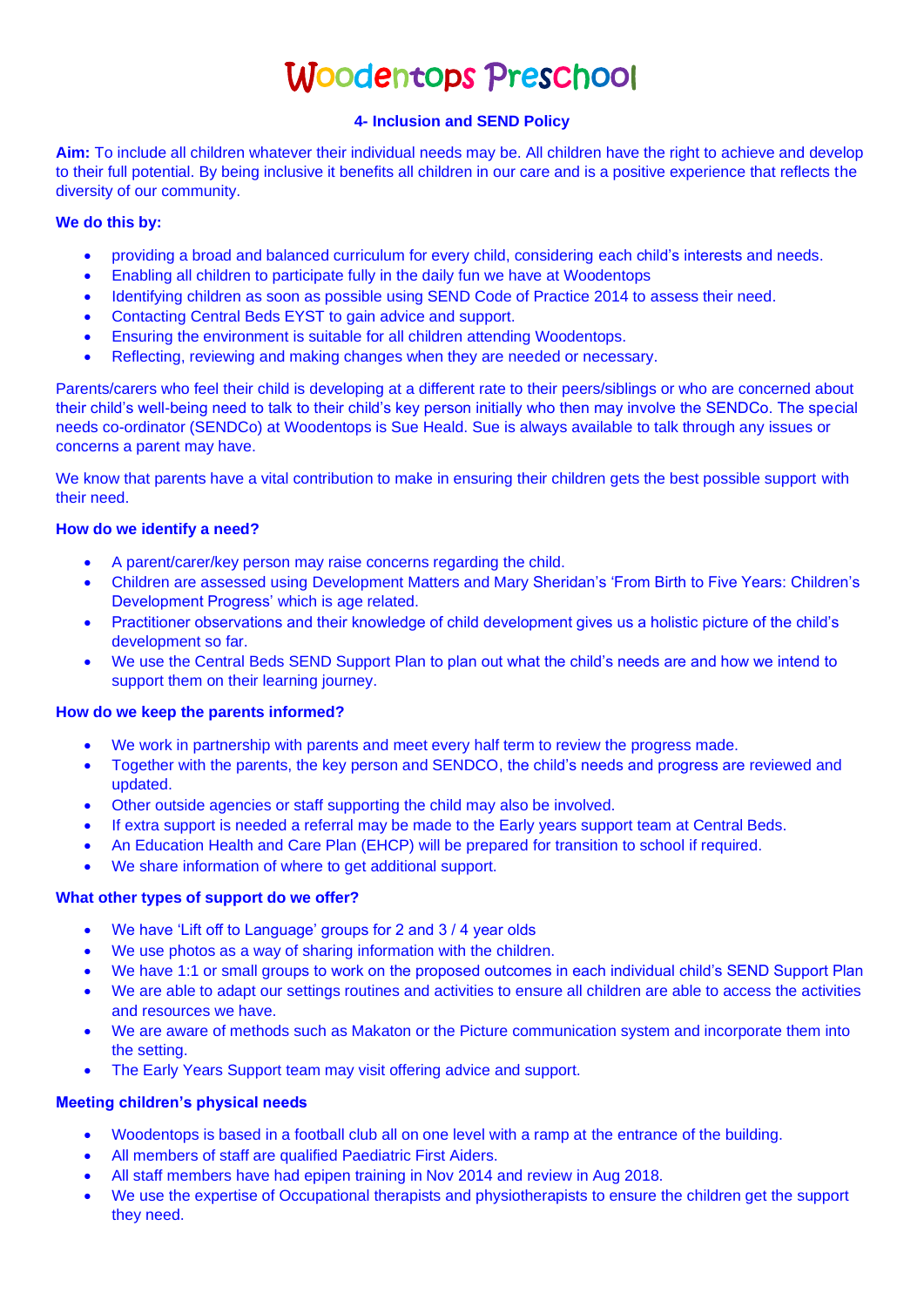# Woodentops Preschool

## 4- Inclusion and SEND Policy

**Aim:** To include all children whatever their individual needs may be. All children have the right to achieve and develop to their full potential. By being inclusive it benefits all children in our care and is a positive experience that reflects the diversity of our community.

**We do this by:**

- providing a broad and balanced curriculum for every child, considering each child's interests and needs.
- Enabling all children to participate fully in the daily fun we have at Woodentops
- Identifying children as soon as possible using SEND Code of Practice 2014 to assess their need.
- Contacting Central Beds EYST to gain advice and support.
- Ensuring the environment is suitable for all children attending Woodentops.
- Reflecting, reviewing and making changes when they are needed or necessary.

Parents/carers who feel their child is developing at a different rate to their peers/siblings or who are concerned about their child's well-being need to talk to their child's key person initially who then may involve the SENDCo. The special needs co-ordinator (SENDCo) at Woodentops is Sue Heald. Sue is always available to talk through any issues or concerns a parent may have.

We know that parents have a vital contribution to make in ensuring their children gets the best possible support with their need.

**How do we identify a need?**

- A parent/carer/key person may raise concerns regarding the child.
- Children are assessed using Development Matters and Mary Sheridan's 'From Birth to Five Years: Children's Development Progress' which is age related.
- Practitioner observations and their knowledge of child development gives us a holistic picture of the child's development so far.
- We use the Central Beds SEND Support Plan to plan out what the child's needs are and how we intend to support them on their learning journey.

**How do we keep the parents informed?**

- We work in partnership with parents and meet every half term to review the progress made.
- Together with the parents, the key person and SENDCO, the child's needs and progress are reviewed and updated.
- Other outside agencies or staff supporting the child may also be involved.
- If extra support is needed a referral may be made to the Early years support team at Central Beds.
- An Education Health and Care Plan (EHCP) will be prepared for transition to school if required.
- We share information of where to get additional support.

**What other types of support do we offer?**

- We have 'Lift off to Language' groups for 2 and 3 / 4 year olds
- We use photos as a way of sharing information with the children.
- We have 1:1 or small groups to work on the proposed outcomes in each individual child's SEND Support Plan
- We are able to adapt our settings routines and activities to ensure all children are able to access the activities and resources we have.
- We are aware of methods such as Makaton or the Picture communication system and incorporate them into the setting.
- The Early Years Support team may visit offering advice and support.

**Meeting children's physical needs**

- Woodentops is based in a football club all on one level with a ramp at the entrance of the building.
- All members of staff are qualified Paediatric First Aiders.
- All staff members have had epipen training in Nov 2014 and review in Aug 2018.
- We use the expertise of Occupational therapists and physiotherapists to ensure the children get the support they need.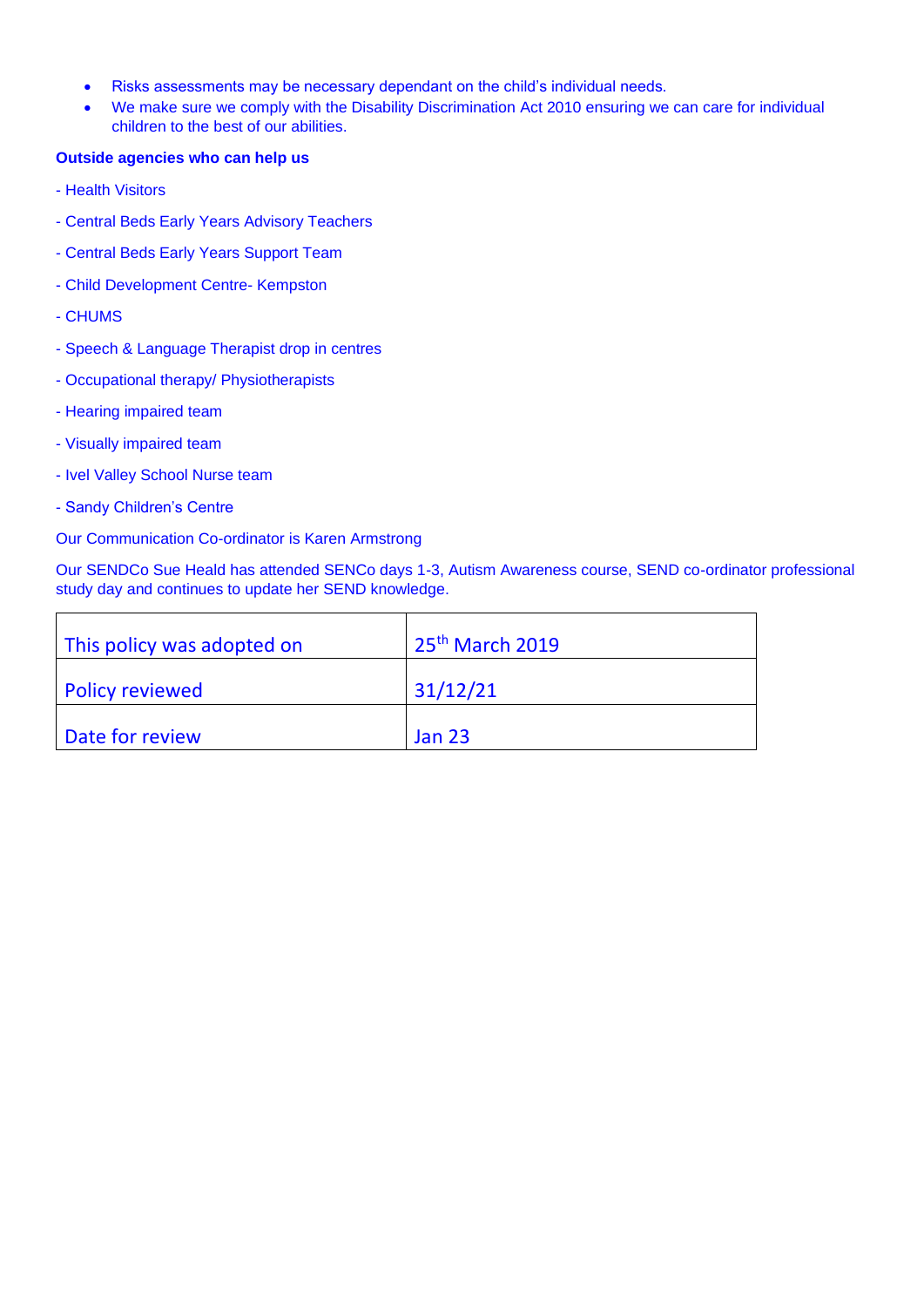- Risks assessments may be necessary dependant on the child's individual needs.
- We make sure we comply with the Disability Discrimination Act 2010 ensuring we can care for individual children to the best of our abilities.

**Outside agencies who can help us**

- Health Visitors
- Central Beds Early Years Advisory Teachers
- Central Beds Early Years Support Team
- Child Development Centre- Kempston
- CHUMS
- Speech & Language Therapist drop in centres
- Occupational therapy/ Physiotherapists
- Hearing impaired team
- Visually impaired team
- Ivel Valley School Nurse team
- Sandy Children's Centre

Our Communication Co-ordinator is Karen Armstrong

Our SENDCo Sue Heald has attended SENCo days 1-3, Autism Awareness course, SEND co-ordinator professional study day and continues to update her SEND knowledge.

| | |
|---|---|
| This policy was adopted on | 25th March 2019 |
| Policy reviewed | 31/12/21 |
| Date for review | Jan 23 |